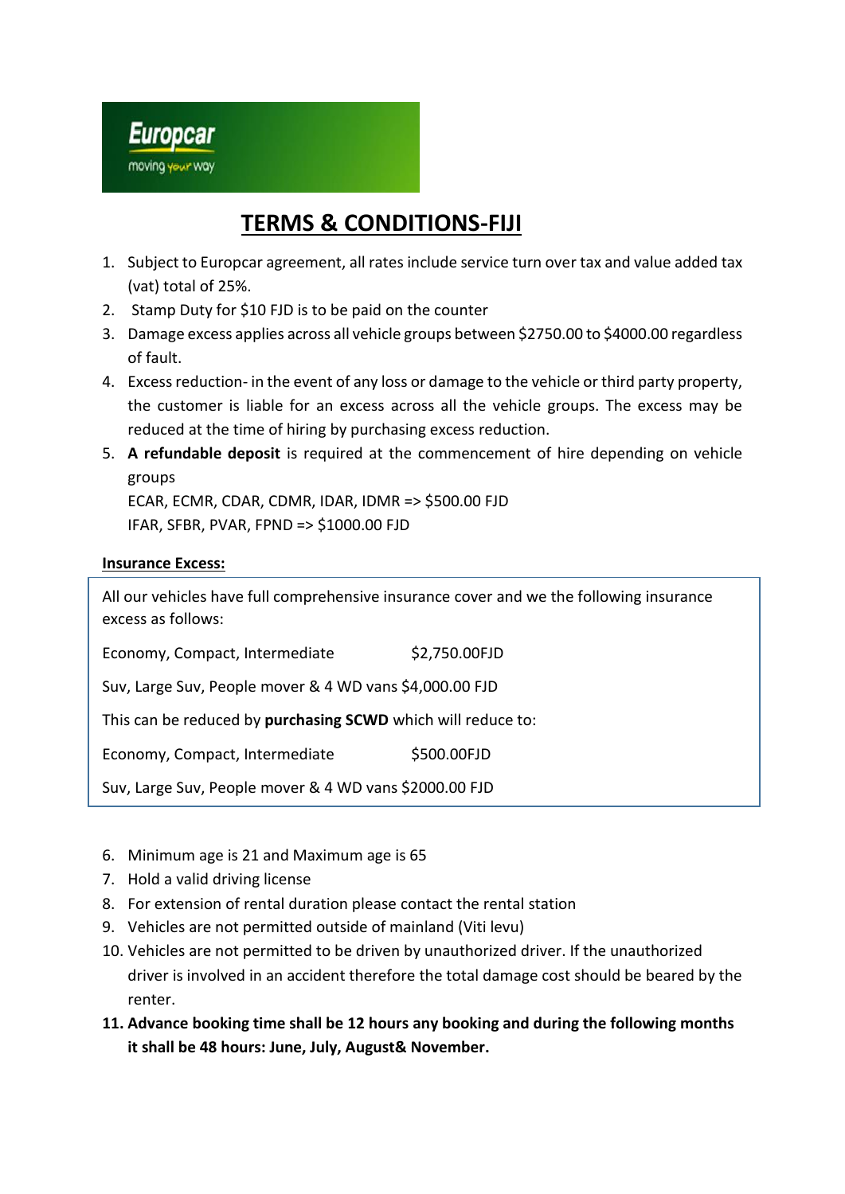Europcar
moving your way

# TERMS & CONDITIONS-FIJI

1. Subject to Europcar agreement, all rates include service turn over tax and value added tax (vat) total of 25%.
2. Stamp Duty for $10 FJD is to be paid on the counter
3. Damage excess applies across all vehicle groups between $2750.00 to $4000.00 regardless of fault.
4. Excess reduction- in the event of any loss or damage to the vehicle or third party property, the customer is liable for an excess across all the vehicle groups. The excess may be reduced at the time of hiring by purchasing excess reduction.
5. **A refundable deposit** is required at the commencement of hire depending on vehicle groups
   ECAR, ECMR, CDAR, CDMR, IDAR, IDMR => $500.00 FJD
   IFAR, SFBR, PVAR, FPND => $1000.00 FJD

**Insurance Excess:**

All our vehicles have full comprehensive insurance cover and we the following insurance excess as follows:

Economy, Compact, Intermediate $2,750.00FJD

Suv, Large Suv, People mover & 4 WD vans $4,000.00 FJD

This can be reduced by **purchasing SCWD** which will reduce to:

Economy, Compact, Intermediate $500.00FJD

Suv, Large Suv, People mover & 4 WD vans $2000.00 FJD

6. Minimum age is 21 and Maximum age is 65
7. Hold a valid driving license
8. For extension of rental duration please contact the rental station
9. Vehicles are not permitted outside of mainland (Viti levu)
10. Vehicles are not permitted to be driven by unauthorized driver. If the unauthorized driver is involved in an accident therefore the total damage cost should be beared by the renter.
11. **Advance booking time shall be 12 hours any booking and during the following months it shall be 48 hours: June, July, August& November.**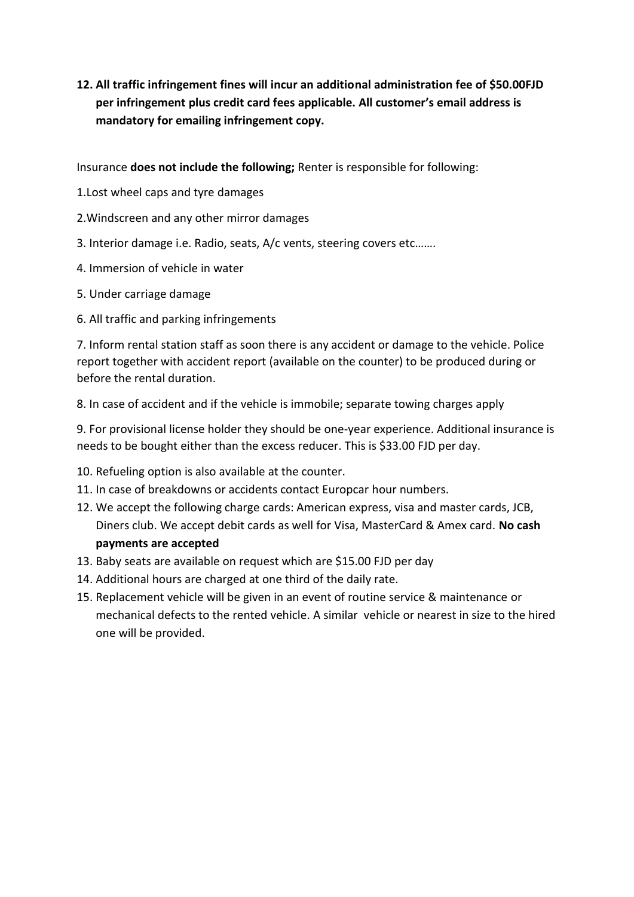12. **All traffic infringement fines will incur an additional administration fee of $50.00FJD per infringement plus credit card fees applicable. All customer's email address is mandatory for emailing infringement copy.**

Insurance **does not include the following;** Renter is responsible for following:

1.Lost wheel caps and tyre damages

2.Windscreen and any other mirror damages

3. Interior damage i.e. Radio, seats, A/c vents, steering covers etc…….

4. Immersion of vehicle in water

5. Under carriage damage

6. All traffic and parking infringements

7. Inform rental station staff as soon there is any accident or damage to the vehicle. Police report together with accident report (available on the counter) to be produced during or before the rental duration.

8. In case of accident and if the vehicle is immobile; separate towing charges apply

9. For provisional license holder they should be one-year experience. Additional insurance is needs to be bought either than the excess reducer. This is $33.00 FJD per day.

10. Refueling option is also available at the counter.
11. In case of breakdowns or accidents contact Europcar hour numbers.
12. We accept the following charge cards: American express, visa and master cards, JCB, Diners club. We accept debit cards as well for Visa, MasterCard & Amex card. **No cash payments are accepted**
13. Baby seats are available on request which are $15.00 FJD per day
14. Additional hours are charged at one third of the daily rate.
15. Replacement vehicle will be given in an event of routine service & maintenance or mechanical defects to the rented vehicle. A similar vehicle or nearest in size to the hired one will be provided.